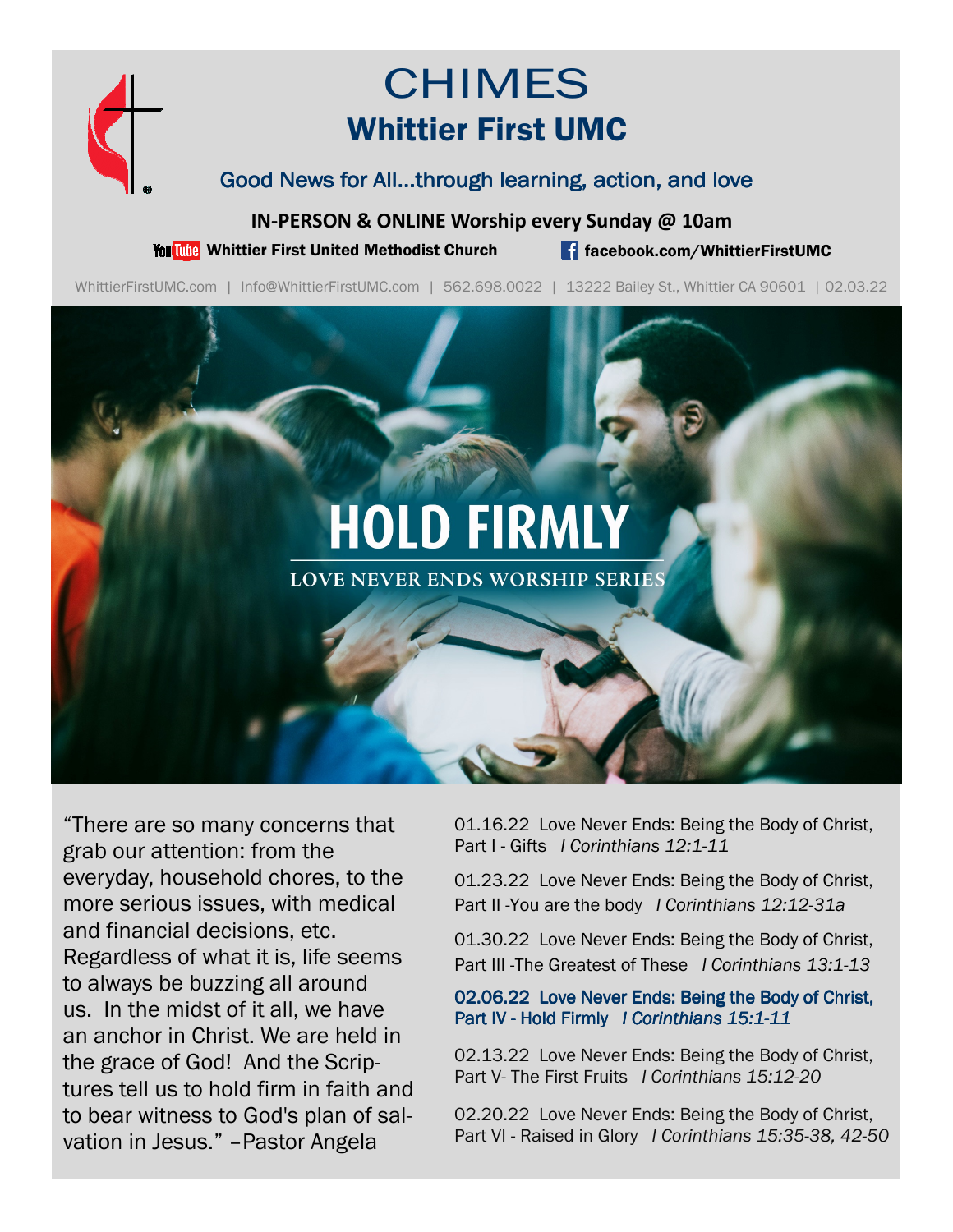# CHIMES

## Whittier First UMC

Good News for All...through learning, action, and love

**IN-PERSON & ONLINE Worship every Sunday @ 10am**

**Whittier First United Methodist Church** | **facebook.com/WhittierFirstUMC**

WhittierFirstUMC.com | Info@WhittierFirstUMC.com | 562.698.0022 | 13222 Bailey St., Whittier CA 90601 | 02.03.22

# HOLD FIRMLY

LOVE NEVER ENDS WORSHIP SERIES

"There are so many concerns that grab our attention: from the everyday, household chores, to the more serious issues, with medical and financial decisions, etc. Regardless of what it is, life seems to always be buzzing all around us. In the midst of it all, we have an anchor in Christ. We are held in the grace of God! And the Scriptures tell us to hold firm in faith and to bear witness to God's plan of salvation in Jesus." –Pastor Angela

01.16.22 Love Never Ends: Being the Body of Christ, Part I - Gifts *I Corinthians 12:1-11*

01.23.22 Love Never Ends: Being the Body of Christ, Part II -You are the body *I Corinthians 12:12-31a*

01.30.22 Love Never Ends: Being the Body of Christ, Part III -The Greatest of These *I Corinthians 13:1-13*

**02.06.22 Love Never Ends: Being the Body of Christ, Part IV - Hold Firmly *I Corinthians 15:1-11***

02.13.22 Love Never Ends: Being the Body of Christ, Part V- The First Fruits *I Corinthians 15:12-20*

02.20.22 Love Never Ends: Being the Body of Christ, Part VI - Raised in Glory *I Corinthians 15:35-38, 42-50*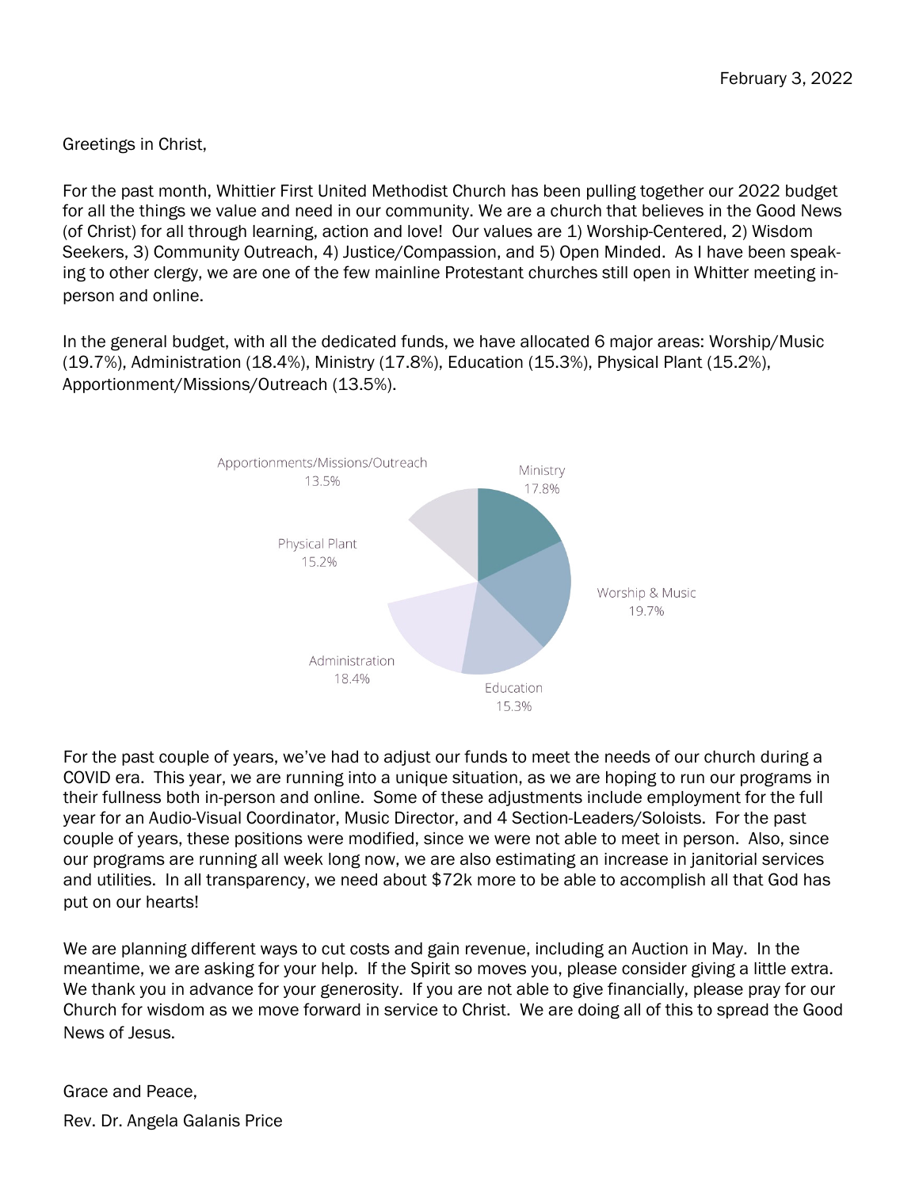February 3, 2022

Greetings in Christ,

For the past month, Whittier First United Methodist Church has been pulling together our 2022 budget for all the things we value and need in our community. We are a church that believes in the Good News (of Christ) for all through learning, action and love! Our values are 1) Worship-Centered, 2) Wisdom Seekers, 3) Community Outreach, 4) Justice/Compassion, and 5) Open Minded. As I have been speaking to other clergy, we are one of the few mainline Protestant churches still open in Whitter meeting in-person and online.

In the general budget, with all the dedicated funds, we have allocated 6 major areas: Worship/Music (19.7%), Administration (18.4%), Ministry (17.8%), Education (15.3%), Physical Plant (15.2%), Apportionment/Missions/Outreach (13.5%).

Apportionments/Missions/Outreach 13.5%

Ministry 17.8%

Physical Plant 15.2%

Worship & Music 19.7%

Administration 18.4%

Education 15.3%

For the past couple of years, we've had to adjust our funds to meet the needs of our church during a COVID era. This year, we are running into a unique situation, as we are hoping to run our programs in their fullness both in-person and online. Some of these adjustments include employment for the full year for an Audio-Visual Coordinator, Music Director, and 4 Section-Leaders/Soloists. For the past couple of years, these positions were modified, since we were not able to meet in person. Also, since our programs are running all week long now, we are also estimating an increase in janitorial services and utilities. In all transparency, we need about $72k more to be able to accomplish all that God has put on our hearts!

We are planning different ways to cut costs and gain revenue, including an Auction in May. In the meantime, we are asking for your help. If the Spirit so moves you, please consider giving a little extra. We thank you in advance for your generosity. If you are not able to give financially, please pray for our Church for wisdom as we move forward in service to Christ. We are doing all of this to spread the Good News of Jesus.

Grace and Peace,

Rev. Dr. Angela Galanis Price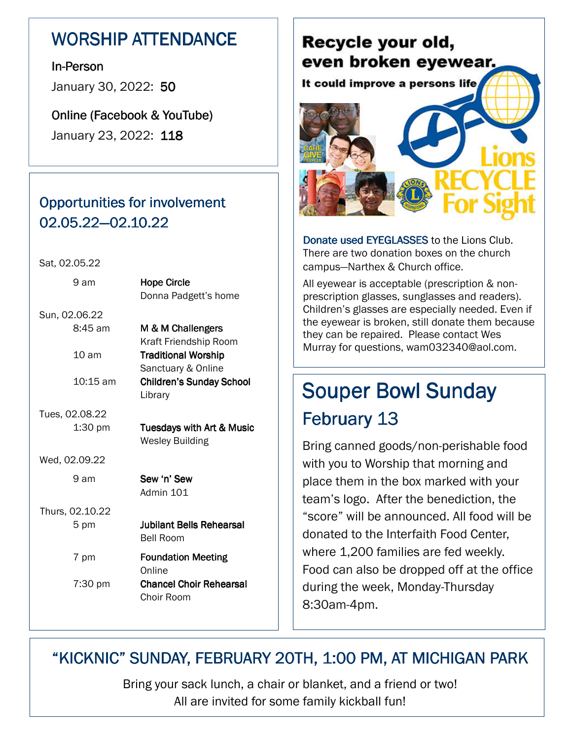## WORSHIP ATTENDANCE

In-Person

January 30, 2022: **50**

Online (Facebook & YouTube)

January 23, 2022: **118**

## Opportunities for involvement 02.05.22—02.10.22

Sat, 02.05.22

9 am — **Hope Circle**
Donna Padgett's home

Sun, 02.06.22

8:45 am — **M & M Challengers**
Kraft Friendship Room

10 am — **Traditional Worship**
Sanctuary & Online

10:15 am — **Children's Sunday School**
Library

Tues, 02.08.22

1:30 pm — **Tuesdays with Art & Music**
Wesley Building

Wed, 02.09.22

9 am — **Sew 'n' Sew**
Admin 101

Thurs, 02.10.22

5 pm — **Jubilant Bells Rehearsal**
Bell Room

7 pm — **Foundation Meeting**
Online

7:30 pm — **Chancel Choir Rehearsal**
Choir Room

## Recycle your old, even broken eyewear.

**It could improve a persons life**

CARE GIVE RECYCLE

Lions RECYCLE For Sight

Donate used EYEGLASSES to the Lions Club. There are two donation boxes on the church campus—Narthex & Church office.

All eyewear is acceptable (prescription & non-prescription glasses, sunglasses and readers). Children's glasses are especially needed. Even if the eyewear is broken, still donate them because they can be repaired. Please contact Wes Murray for questions, wam032340@aol.com.

## Souper Bowl Sunday

### February 13

Bring canned goods/non-perishable food with you to Worship that morning and place them in the box marked with your team's logo. After the benediction, the "score" will be announced. All food will be donated to the Interfaith Food Center, where 1,200 families are fed weekly. Food can also be dropped off at the office during the week, Monday-Thursday 8:30am-4pm.

## "KICKNIC" SUNDAY, FEBRUARY 20TH, 1:00 PM, AT MICHIGAN PARK

Bring your sack lunch, a chair or blanket, and a friend or two!
All are invited for some family kickball fun!